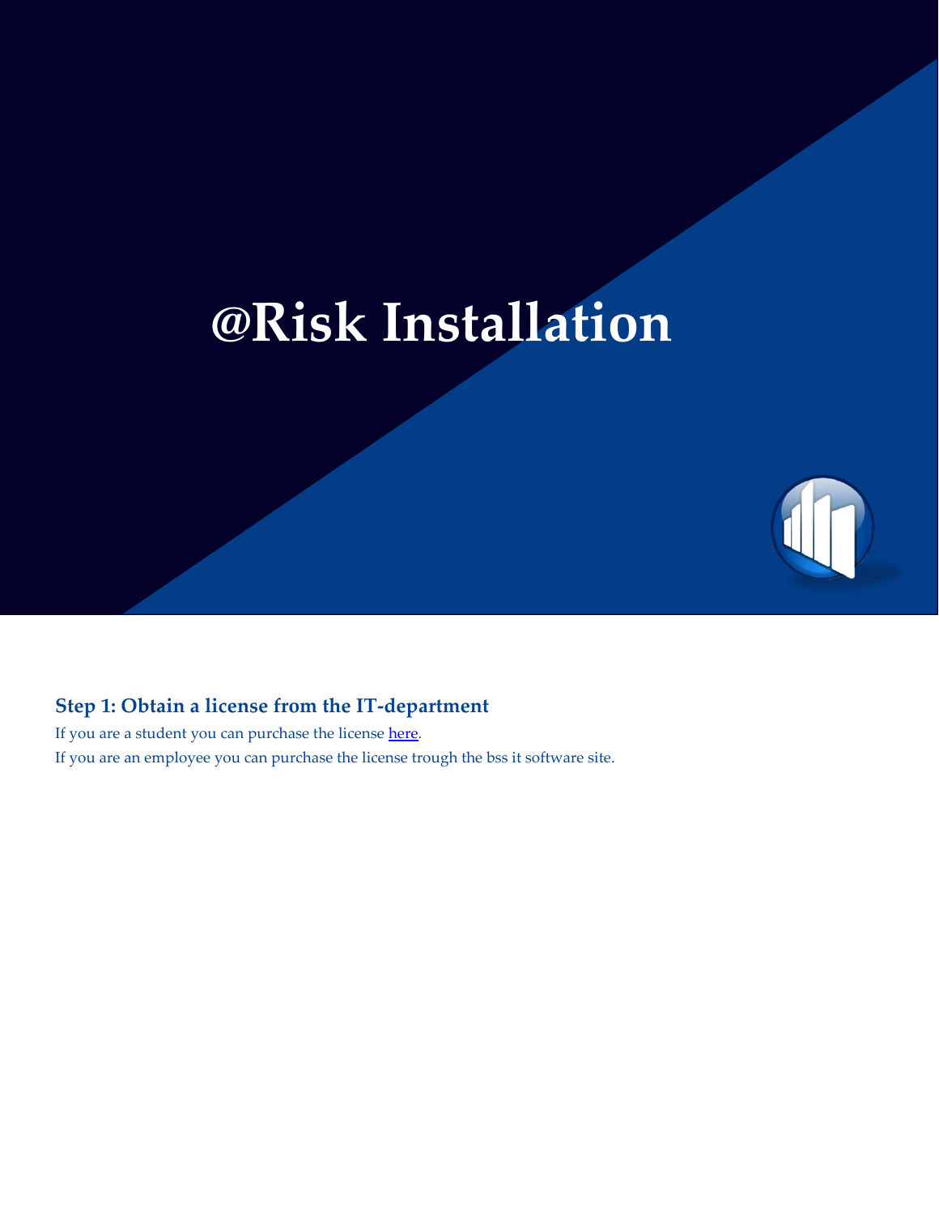# @Risk Installation

### Step 1: Obtain a license from the IT-department

If you are a student you can purchase the license here.

If you are an employee you can purchase the license trough the bss it software site.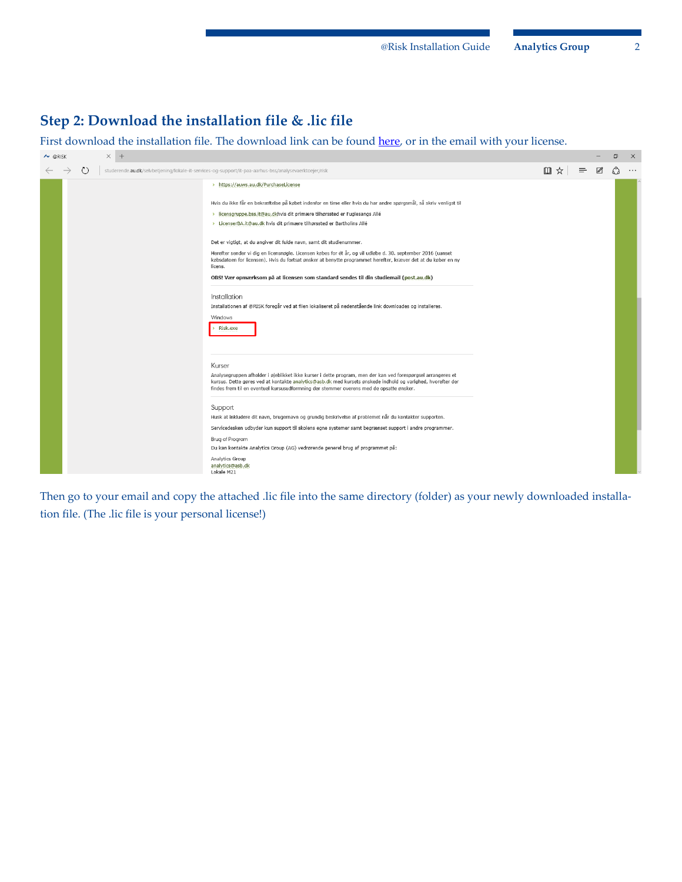## Step 2: Download the installation file & .lic file

First download the installation file. The download link can be found here, or in the email with your license.

Then go to your email and copy the attached .lic file into the same directory (folder) as your newly downloaded installation file. (The .lic file is your personal license!)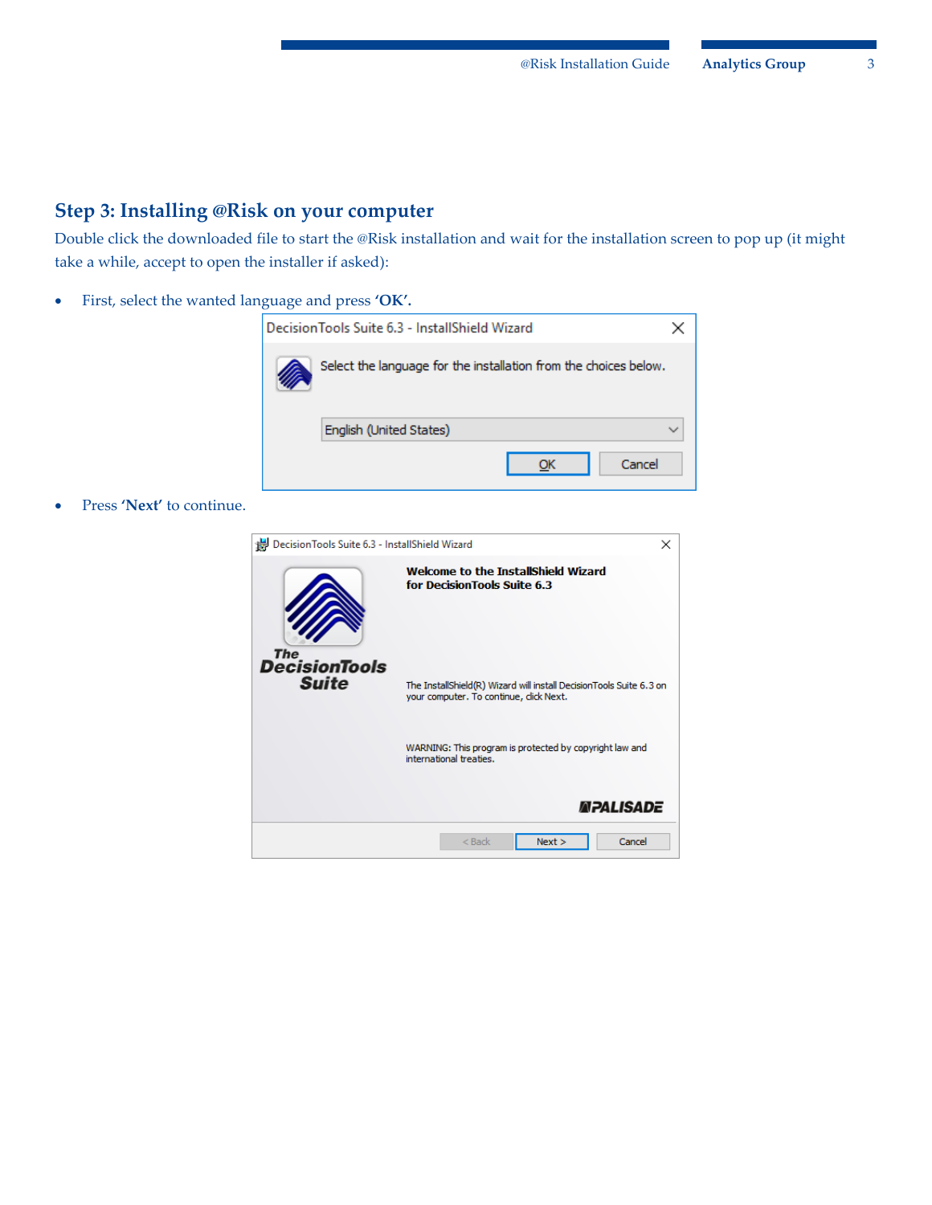## Step 3: Installing @Risk on your computer

Double click the downloaded file to start the @Risk installation and wait for the installation screen to pop up (it might take a while, accept to open the installer if asked):

- First, select the wanted language and press **'OK'**.
- Press **'Next'** to continue.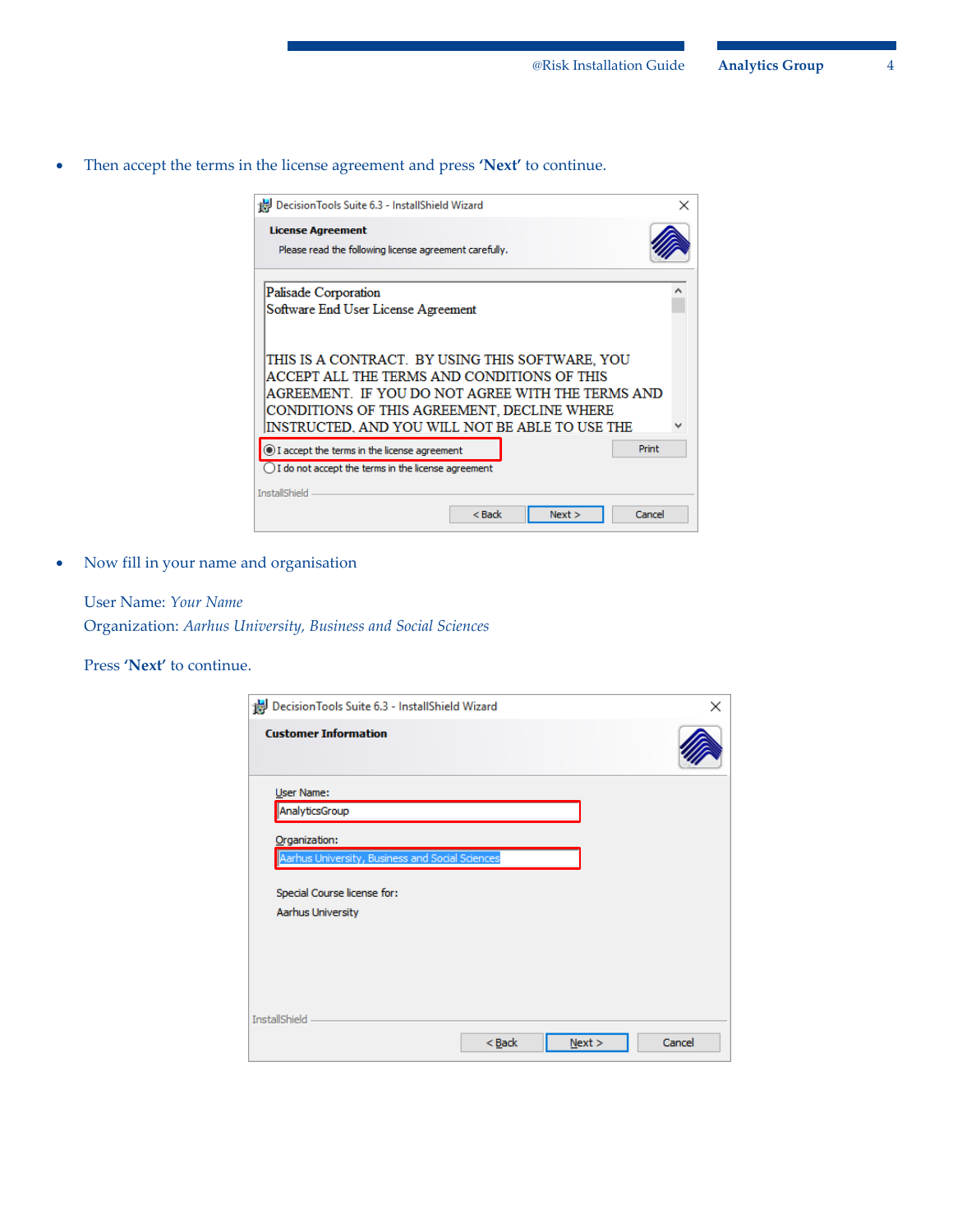- Then accept the terms in the license agreement and press **'Next'** to continue.

- Now fill in your name and organisation

  User Name: *Your Name*
  Organization: *Aarhus University, Business and Social Sciences*

  Press **'Next'** to continue.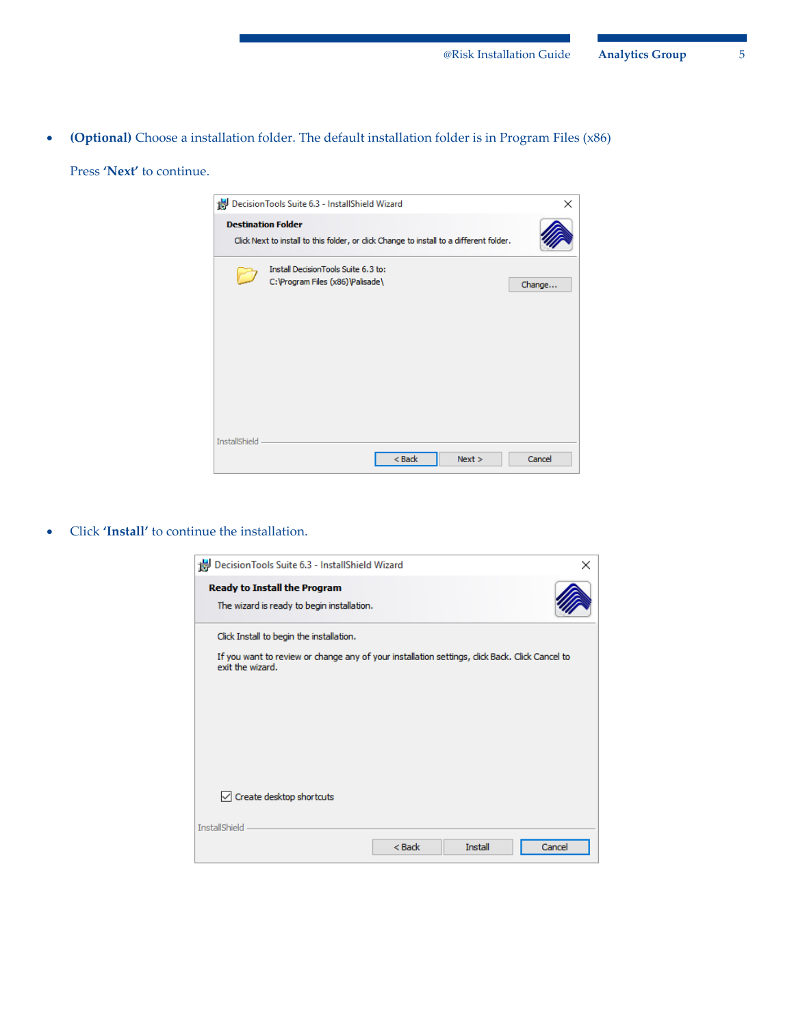- **(Optional)** Choose a installation folder. The default installation folder is in Program Files (x86)

  Press **'Next'** to continue.

- Click **'Install'** to continue the installation.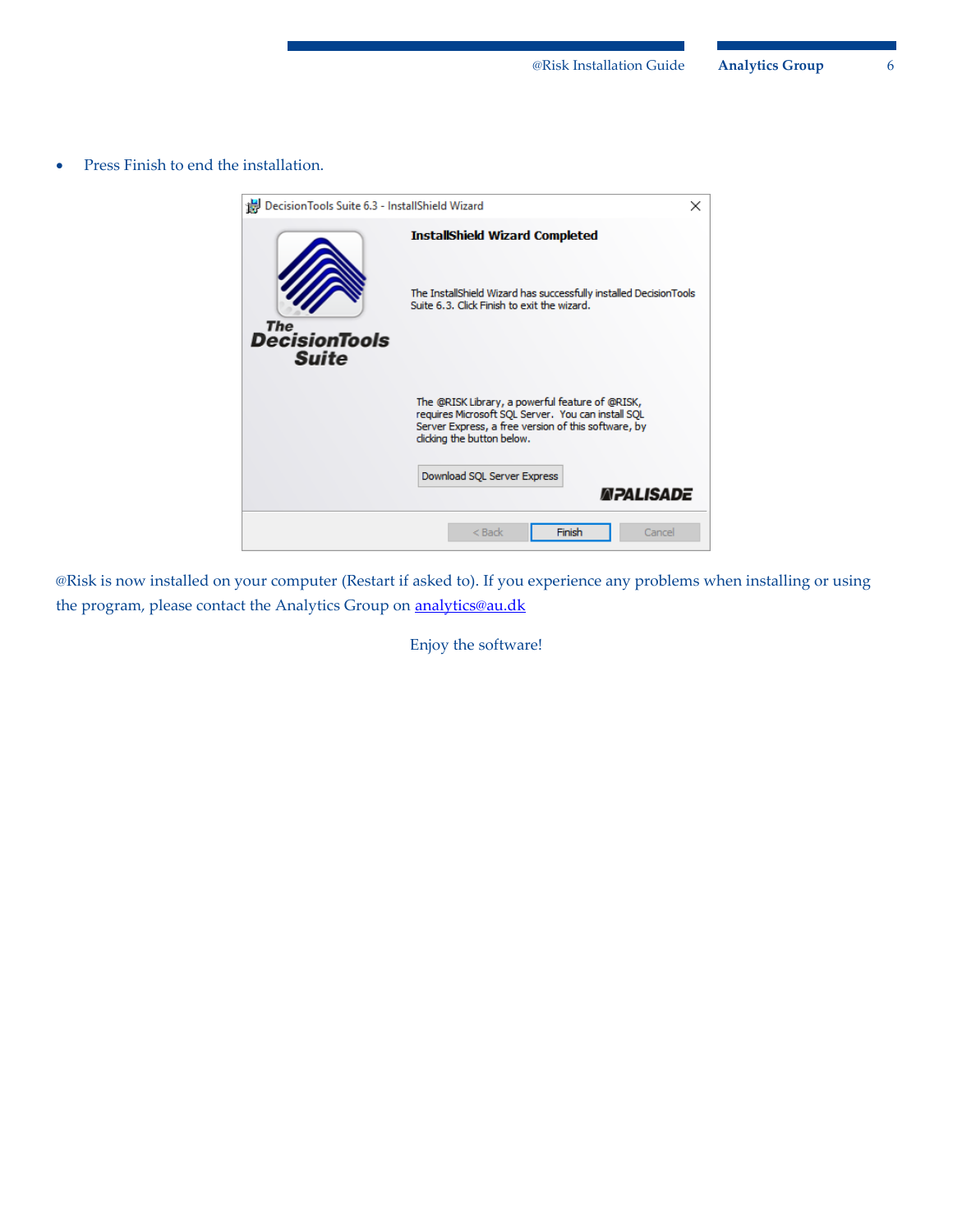- Press Finish to end the installation.

@Risk is now installed on your computer (Restart if asked to). If you experience any problems when installing or using the program, please contact the Analytics Group on analytics@au.dk

Enjoy the software!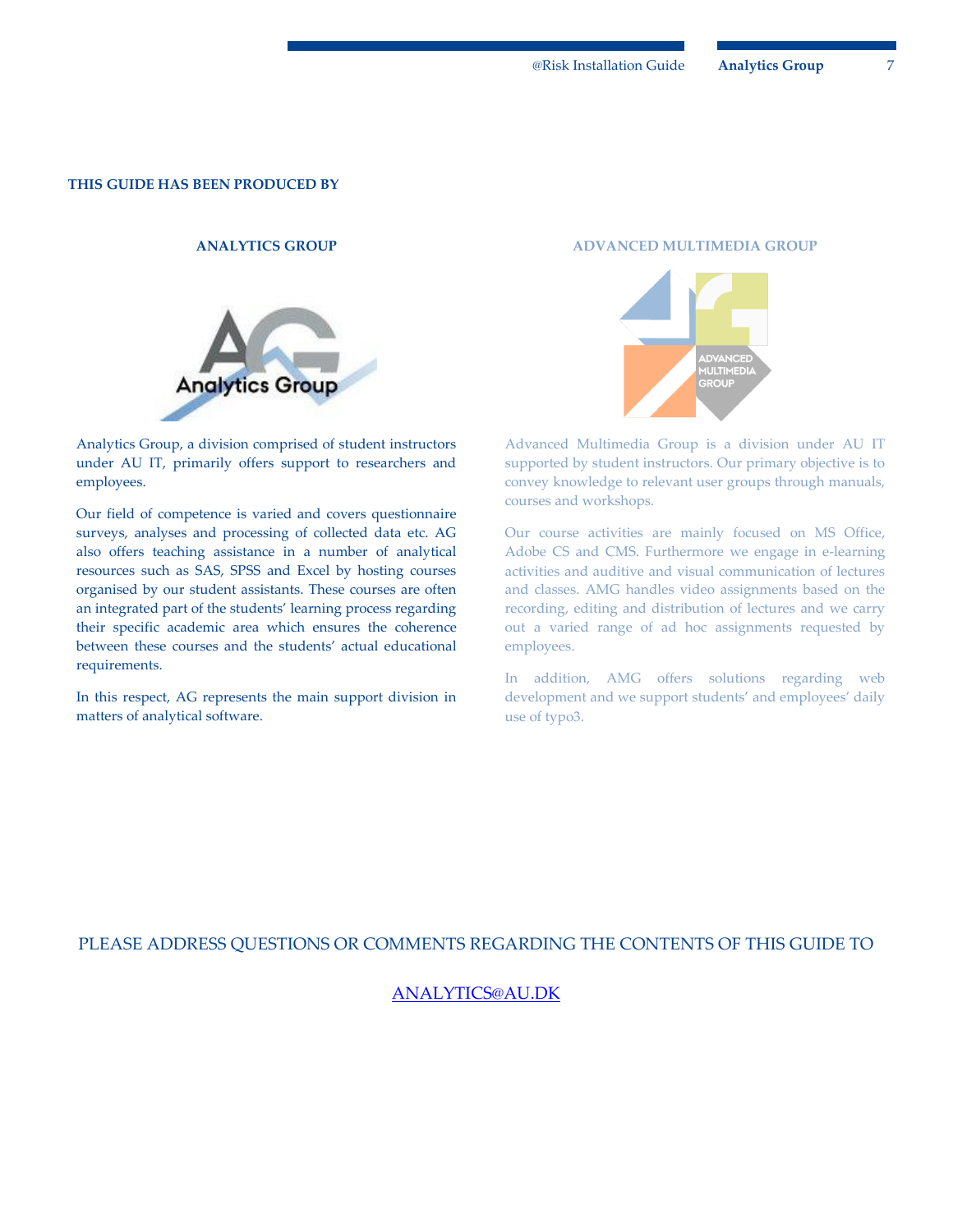**THIS GUIDE HAS BEEN PRODUCED BY**

## ANALYTICS GROUP

Analytics Group, a division comprised of student instructors under AU IT, primarily offers support to researchers and employees.

Our field of competence is varied and covers questionnaire surveys, analyses and processing of collected data etc. AG also offers teaching assistance in a number of analytical resources such as SAS, SPSS and Excel by hosting courses organised by our student assistants. These courses are often an integrated part of the students' learning process regarding their specific academic area which ensures the coherence between these courses and the students' actual educational requirements.

In this respect, AG represents the main support division in matters of analytical software.

## ADVANCED MULTIMEDIA GROUP

Advanced Multimedia Group is a division under AU IT supported by student instructors. Our primary objective is to convey knowledge to relevant user groups through manuals, courses and workshops.

Our course activities are mainly focused on MS Office, Adobe CS and CMS. Furthermore we engage in e-learning activities and auditive and visual communication of lectures and classes. AMG handles video assignments based on the recording, editing and distribution of lectures and we carry out a varied range of ad hoc assignments requested by employees.

In addition, AMG offers solutions regarding web development and we support students' and employees' daily use of typo3.

PLEASE ADDRESS QUESTIONS OR COMMENTS REGARDING THE CONTENTS OF THIS GUIDE TO

ANALYTICS@AU.DK